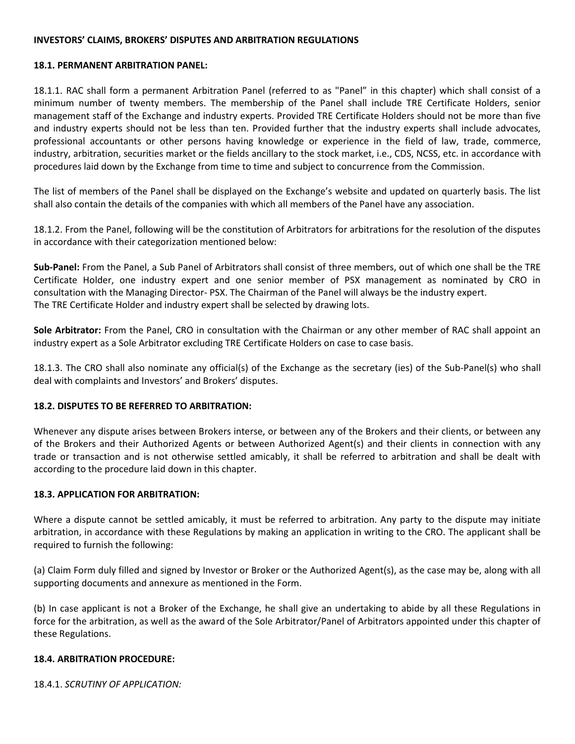**INVESTORS' CLAIMS, BROKERS' DISPUTES AND ARBITRATION REGULATIONS**

**18.1. PERMANENT ARBITRATION PANEL:**

18.1.1. RAC shall form a permanent Arbitration Panel (referred to as "Panel" in this chapter) which shall consist of a minimum number of twenty members. The membership of the Panel shall include TRE Certificate Holders, senior management staff of the Exchange and industry experts. Provided TRE Certificate Holders should not be more than five and industry experts should not be less than ten. Provided further that the industry experts shall include advocates, professional accountants or other persons having knowledge or experience in the field of law, trade, commerce, industry, arbitration, securities market or the fields ancillary to the stock market, i.e., CDS, NCSS, etc. in accordance with procedures laid down by the Exchange from time to time and subject to concurrence from the Commission.

The list of members of the Panel shall be displayed on the Exchange's website and updated on quarterly basis. The list shall also contain the details of the companies with which all members of the Panel have any association.

18.1.2. From the Panel, following will be the constitution of Arbitrators for arbitrations for the resolution of the disputes in accordance with their categorization mentioned below:

**Sub-Panel:** From the Panel, a Sub Panel of Arbitrators shall consist of three members, out of which one shall be the TRE Certificate Holder, one industry expert and one senior member of PSX management as nominated by CRO in consultation with the Managing Director- PSX. The Chairman of the Panel will always be the industry expert.
The TRE Certificate Holder and industry expert shall be selected by drawing lots.

**Sole Arbitrator:** From the Panel, CRO in consultation with the Chairman or any other member of RAC shall appoint an industry expert as a Sole Arbitrator excluding TRE Certificate Holders on case to case basis.

18.1.3. The CRO shall also nominate any official(s) of the Exchange as the secretary (ies) of the Sub-Panel(s) who shall deal with complaints and Investors' and Brokers' disputes.

**18.2. DISPUTES TO BE REFERRED TO ARBITRATION:**

Whenever any dispute arises between Brokers interse, or between any of the Brokers and their clients, or between any of the Brokers and their Authorized Agents or between Authorized Agent(s) and their clients in connection with any trade or transaction and is not otherwise settled amicably, it shall be referred to arbitration and shall be dealt with according to the procedure laid down in this chapter.

**18.3. APPLICATION FOR ARBITRATION:**

Where a dispute cannot be settled amicably, it must be referred to arbitration. Any party to the dispute may initiate arbitration, in accordance with these Regulations by making an application in writing to the CRO. The applicant shall be required to furnish the following:

(a) Claim Form duly filled and signed by Investor or Broker or the Authorized Agent(s), as the case may be, along with all supporting documents and annexure as mentioned in the Form.

(b) In case applicant is not a Broker of the Exchange, he shall give an undertaking to abide by all these Regulations in force for the arbitration, as well as the award of the Sole Arbitrator/Panel of Arbitrators appointed under this chapter of these Regulations.

**18.4. ARBITRATION PROCEDURE:**

18.4.1. *SCRUTINY OF APPLICATION:*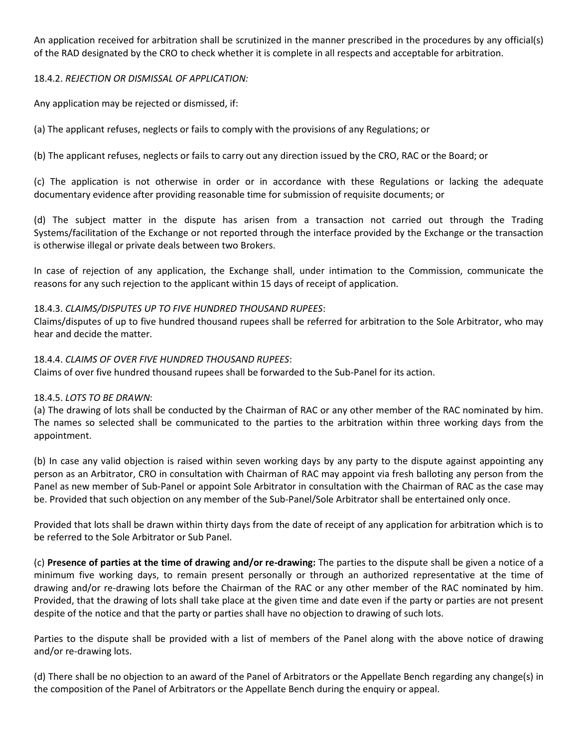An application received for arbitration shall be scrutinized in the manner prescribed in the procedures by any official(s) of the RAD designated by the CRO to check whether it is complete in all respects and acceptable for arbitration.

18.4.2. *REJECTION OR DISMISSAL OF APPLICATION:*

Any application may be rejected or dismissed, if:

(a) The applicant refuses, neglects or fails to comply with the provisions of any Regulations; or

(b) The applicant refuses, neglects or fails to carry out any direction issued by the CRO, RAC or the Board; or

(c) The application is not otherwise in order or in accordance with these Regulations or lacking the adequate documentary evidence after providing reasonable time for submission of requisite documents; or

(d) The subject matter in the dispute has arisen from a transaction not carried out through the Trading Systems/facilitation of the Exchange or not reported through the interface provided by the Exchange or the transaction is otherwise illegal or private deals between two Brokers.

In case of rejection of any application, the Exchange shall, under intimation to the Commission, communicate the reasons for any such rejection to the applicant within 15 days of receipt of application.

18.4.3. *CLAIMS/DISPUTES UP TO FIVE HUNDRED THOUSAND RUPEES*:
Claims/disputes of up to five hundred thousand rupees shall be referred for arbitration to the Sole Arbitrator, who may hear and decide the matter.

18.4.4. *CLAIMS OF OVER FIVE HUNDRED THOUSAND RUPEES*:
Claims of over five hundred thousand rupees shall be forwarded to the Sub-Panel for its action.

18.4.5. *LOTS TO BE DRAWN*:
(a) The drawing of lots shall be conducted by the Chairman of RAC or any other member of the RAC nominated by him. The names so selected shall be communicated to the parties to the arbitration within three working days from the appointment.

(b) In case any valid objection is raised within seven working days by any party to the dispute against appointing any person as an Arbitrator, CRO in consultation with Chairman of RAC may appoint via fresh balloting any person from the Panel as new member of Sub-Panel or appoint Sole Arbitrator in consultation with the Chairman of RAC as the case may be. Provided that such objection on any member of the Sub-Panel/Sole Arbitrator shall be entertained only once.

Provided that lots shall be drawn within thirty days from the date of receipt of any application for arbitration which is to be referred to the Sole Arbitrator or Sub Panel.

(c) **Presence of parties at the time of drawing and/or re-drawing:** The parties to the dispute shall be given a notice of a minimum five working days, to remain present personally or through an authorized representative at the time of drawing and/or re-drawing lots before the Chairman of the RAC or any other member of the RAC nominated by him. Provided, that the drawing of lots shall take place at the given time and date even if the party or parties are not present despite of the notice and that the party or parties shall have no objection to drawing of such lots.

Parties to the dispute shall be provided with a list of members of the Panel along with the above notice of drawing and/or re-drawing lots.

(d) There shall be no objection to an award of the Panel of Arbitrators or the Appellate Bench regarding any change(s) in the composition of the Panel of Arbitrators or the Appellate Bench during the enquiry or appeal.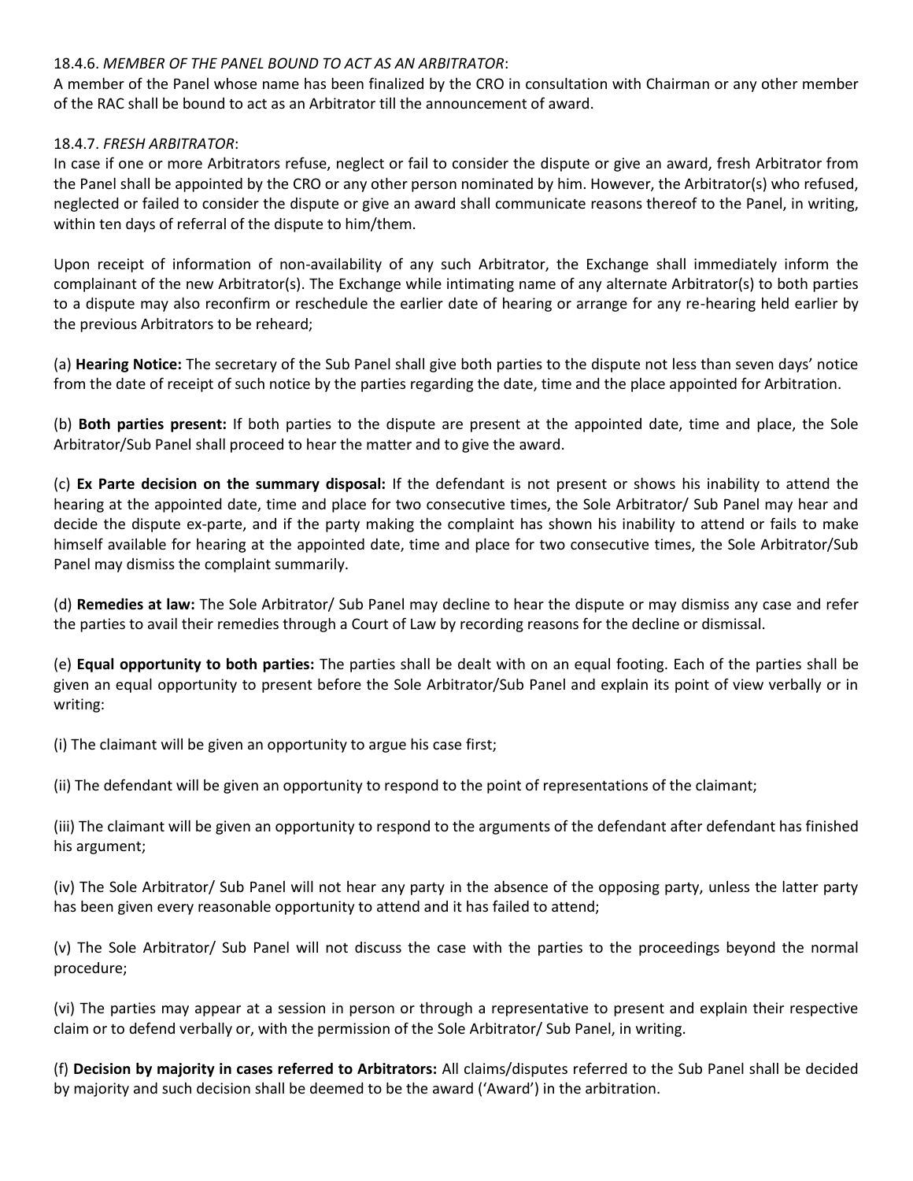18.4.6. *MEMBER OF THE PANEL BOUND TO ACT AS AN ARBITRATOR*:

A member of the Panel whose name has been finalized by the CRO in consultation with Chairman or any other member of the RAC shall be bound to act as an Arbitrator till the announcement of award.

18.4.7. *FRESH ARBITRATOR*:

In case if one or more Arbitrators refuse, neglect or fail to consider the dispute or give an award, fresh Arbitrator from the Panel shall be appointed by the CRO or any other person nominated by him. However, the Arbitrator(s) who refused, neglected or failed to consider the dispute or give an award shall communicate reasons thereof to the Panel, in writing, within ten days of referral of the dispute to him/them.

Upon receipt of information of non-availability of any such Arbitrator, the Exchange shall immediately inform the complainant of the new Arbitrator(s). The Exchange while intimating name of any alternate Arbitrator(s) to both parties to a dispute may also reconfirm or reschedule the earlier date of hearing or arrange for any re-hearing held earlier by the previous Arbitrators to be reheard;

(a) **Hearing Notice:** The secretary of the Sub Panel shall give both parties to the dispute not less than seven days' notice from the date of receipt of such notice by the parties regarding the date, time and the place appointed for Arbitration.

(b) **Both parties present:** If both parties to the dispute are present at the appointed date, time and place, the Sole Arbitrator/Sub Panel shall proceed to hear the matter and to give the award.

(c) **Ex Parte decision on the summary disposal:** If the defendant is not present or shows his inability to attend the hearing at the appointed date, time and place for two consecutive times, the Sole Arbitrator/ Sub Panel may hear and decide the dispute ex-parte, and if the party making the complaint has shown his inability to attend or fails to make himself available for hearing at the appointed date, time and place for two consecutive times, the Sole Arbitrator/Sub Panel may dismiss the complaint summarily.

(d) **Remedies at law:** The Sole Arbitrator/ Sub Panel may decline to hear the dispute or may dismiss any case and refer the parties to avail their remedies through a Court of Law by recording reasons for the decline or dismissal.

(e) **Equal opportunity to both parties:** The parties shall be dealt with on an equal footing. Each of the parties shall be given an equal opportunity to present before the Sole Arbitrator/Sub Panel and explain its point of view verbally or in writing:

(i) The claimant will be given an opportunity to argue his case first;

(ii) The defendant will be given an opportunity to respond to the point of representations of the claimant;

(iii) The claimant will be given an opportunity to respond to the arguments of the defendant after defendant has finished his argument;

(iv) The Sole Arbitrator/ Sub Panel will not hear any party in the absence of the opposing party, unless the latter party has been given every reasonable opportunity to attend and it has failed to attend;

(v) The Sole Arbitrator/ Sub Panel will not discuss the case with the parties to the proceedings beyond the normal procedure;

(vi) The parties may appear at a session in person or through a representative to present and explain their respective claim or to defend verbally or, with the permission of the Sole Arbitrator/ Sub Panel, in writing.

(f) **Decision by majority in cases referred to Arbitrators:** All claims/disputes referred to the Sub Panel shall be decided by majority and such decision shall be deemed to be the award ('Award') in the arbitration.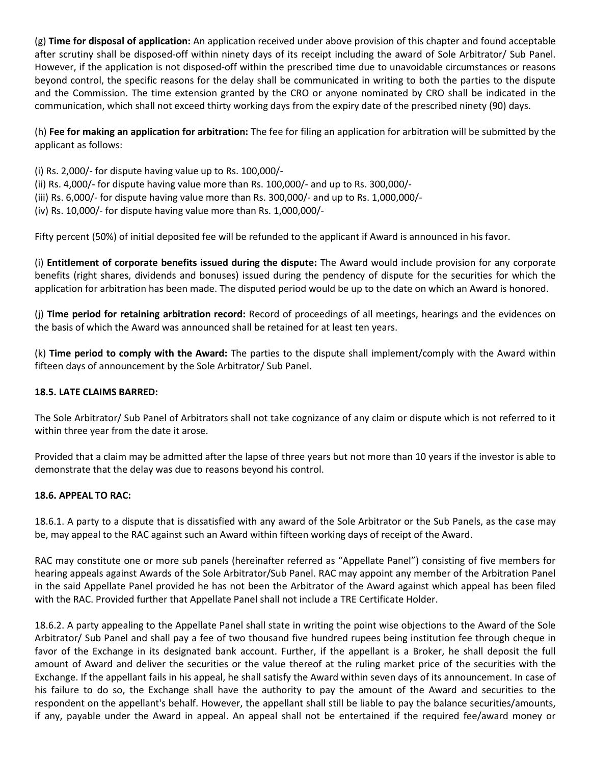(g) **Time for disposal of application:** An application received under above provision of this chapter and found acceptable after scrutiny shall be disposed-off within ninety days of its receipt including the award of Sole Arbitrator/ Sub Panel. However, if the application is not disposed-off within the prescribed time due to unavoidable circumstances or reasons beyond control, the specific reasons for the delay shall be communicated in writing to both the parties to the dispute and the Commission. The time extension granted by the CRO or anyone nominated by CRO shall be indicated in the communication, which shall not exceed thirty working days from the expiry date of the prescribed ninety (90) days.

(h) **Fee for making an application for arbitration:** The fee for filing an application for arbitration will be submitted by the applicant as follows:

(i) Rs. 2,000/- for dispute having value up to Rs. 100,000/-
(ii) Rs. 4,000/- for dispute having value more than Rs. 100,000/- and up to Rs. 300,000/-
(iii) Rs. 6,000/- for dispute having value more than Rs. 300,000/- and up to Rs. 1,000,000/-
(iv) Rs. 10,000/- for dispute having value more than Rs. 1,000,000/-

Fifty percent (50%) of initial deposited fee will be refunded to the applicant if Award is announced in his favor.

(i) **Entitlement of corporate benefits issued during the dispute:** The Award would include provision for any corporate benefits (right shares, dividends and bonuses) issued during the pendency of dispute for the securities for which the application for arbitration has been made. The disputed period would be up to the date on which an Award is honored.

(j) **Time period for retaining arbitration record:** Record of proceedings of all meetings, hearings and the evidences on the basis of which the Award was announced shall be retained for at least ten years.

(k) **Time period to comply with the Award:** The parties to the dispute shall implement/comply with the Award within fifteen days of announcement by the Sole Arbitrator/ Sub Panel.

**18.5. LATE CLAIMS BARRED:**

The Sole Arbitrator/ Sub Panel of Arbitrators shall not take cognizance of any claim or dispute which is not referred to it within three year from the date it arose.

Provided that a claim may be admitted after the lapse of three years but not more than 10 years if the investor is able to demonstrate that the delay was due to reasons beyond his control.

**18.6. APPEAL TO RAC:**

18.6.1. A party to a dispute that is dissatisfied with any award of the Sole Arbitrator or the Sub Panels, as the case may be, may appeal to the RAC against such an Award within fifteen working days of receipt of the Award.

RAC may constitute one or more sub panels (hereinafter referred as "Appellate Panel") consisting of five members for hearing appeals against Awards of the Sole Arbitrator/Sub Panel. RAC may appoint any member of the Arbitration Panel in the said Appellate Panel provided he has not been the Arbitrator of the Award against which appeal has been filed with the RAC. Provided further that Appellate Panel shall not include a TRE Certificate Holder.

18.6.2. A party appealing to the Appellate Panel shall state in writing the point wise objections to the Award of the Sole Arbitrator/ Sub Panel and shall pay a fee of two thousand five hundred rupees being institution fee through cheque in favor of the Exchange in its designated bank account. Further, if the appellant is a Broker, he shall deposit the full amount of Award and deliver the securities or the value thereof at the ruling market price of the securities with the Exchange. If the appellant fails in his appeal, he shall satisfy the Award within seven days of its announcement. In case of his failure to do so, the Exchange shall have the authority to pay the amount of the Award and securities to the respondent on the appellant's behalf. However, the appellant shall still be liable to pay the balance securities/amounts, if any, payable under the Award in appeal. An appeal shall not be entertained if the required fee/award money or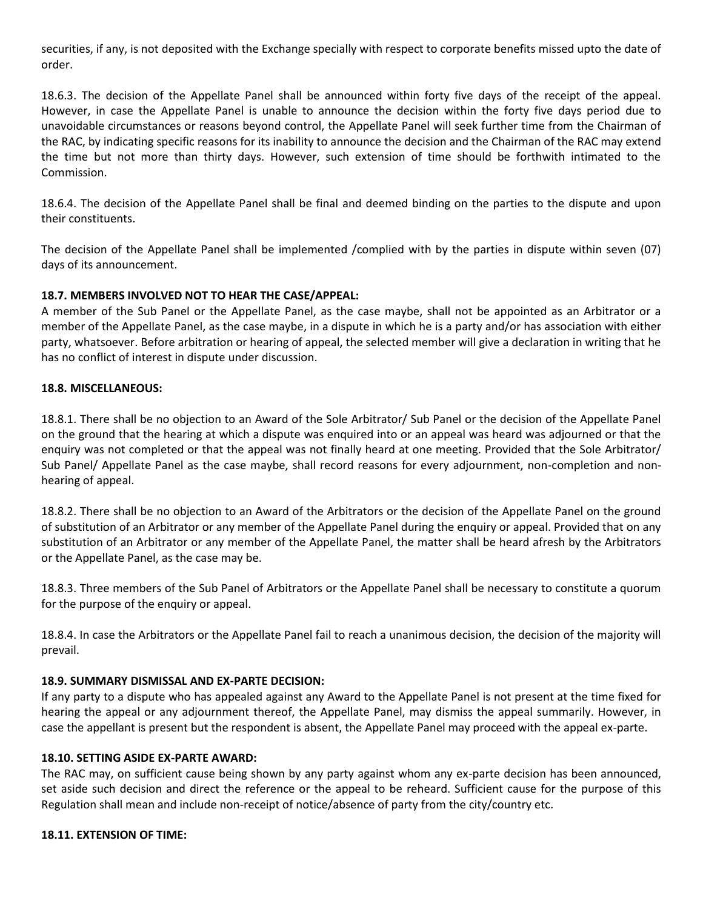securities, if any, is not deposited with the Exchange specially with respect to corporate benefits missed upto the date of order.

18.6.3. The decision of the Appellate Panel shall be announced within forty five days of the receipt of the appeal. However, in case the Appellate Panel is unable to announce the decision within the forty five days period due to unavoidable circumstances or reasons beyond control, the Appellate Panel will seek further time from the Chairman of the RAC, by indicating specific reasons for its inability to announce the decision and the Chairman of the RAC may extend the time but not more than thirty days. However, such extension of time should be forthwith intimated to the Commission.

18.6.4. The decision of the Appellate Panel shall be final and deemed binding on the parties to the dispute and upon their constituents.

The decision of the Appellate Panel shall be implemented /complied with by the parties in dispute within seven (07) days of its announcement.

**18.7. MEMBERS INVOLVED NOT TO HEAR THE CASE/APPEAL:**

A member of the Sub Panel or the Appellate Panel, as the case maybe, shall not be appointed as an Arbitrator or a member of the Appellate Panel, as the case maybe, in a dispute in which he is a party and/or has association with either party, whatsoever. Before arbitration or hearing of appeal, the selected member will give a declaration in writing that he has no conflict of interest in dispute under discussion.

**18.8. MISCELLANEOUS:**

18.8.1. There shall be no objection to an Award of the Sole Arbitrator/ Sub Panel or the decision of the Appellate Panel on the ground that the hearing at which a dispute was enquired into or an appeal was heard was adjourned or that the enquiry was not completed or that the appeal was not finally heard at one meeting. Provided that the Sole Arbitrator/ Sub Panel/ Appellate Panel as the case maybe, shall record reasons for every adjournment, non-completion and non-hearing of appeal.

18.8.2. There shall be no objection to an Award of the Arbitrators or the decision of the Appellate Panel on the ground of substitution of an Arbitrator or any member of the Appellate Panel during the enquiry or appeal. Provided that on any substitution of an Arbitrator or any member of the Appellate Panel, the matter shall be heard afresh by the Arbitrators or the Appellate Panel, as the case may be.

18.8.3. Three members of the Sub Panel of Arbitrators or the Appellate Panel shall be necessary to constitute a quorum for the purpose of the enquiry or appeal.

18.8.4. In case the Arbitrators or the Appellate Panel fail to reach a unanimous decision, the decision of the majority will prevail.

**18.9. SUMMARY DISMISSAL AND EX-PARTE DECISION:**

If any party to a dispute who has appealed against any Award to the Appellate Panel is not present at the time fixed for hearing the appeal or any adjournment thereof, the Appellate Panel, may dismiss the appeal summarily. However, in case the appellant is present but the respondent is absent, the Appellate Panel may proceed with the appeal ex-parte.

**18.10. SETTING ASIDE EX-PARTE AWARD:**

The RAC may, on sufficient cause being shown by any party against whom any ex-parte decision has been announced, set aside such decision and direct the reference or the appeal to be reheard. Sufficient cause for the purpose of this Regulation shall mean and include non-receipt of notice/absence of party from the city/country etc.

**18.11. EXTENSION OF TIME:**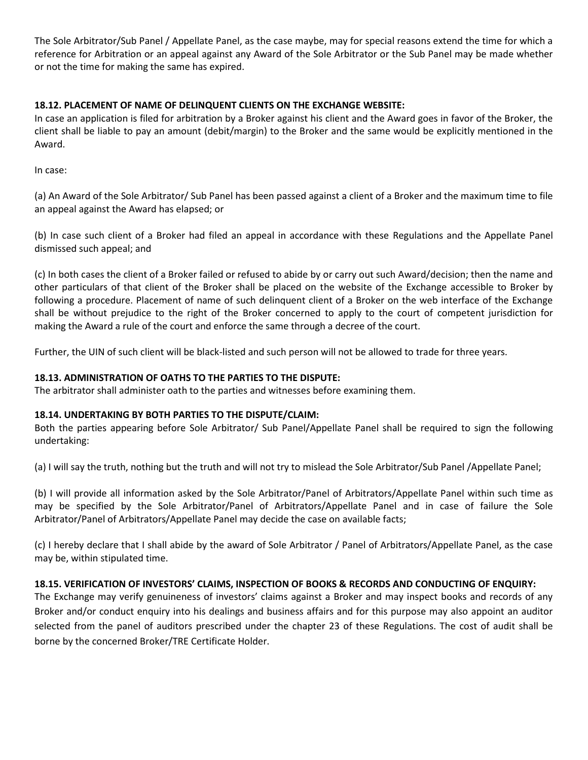The Sole Arbitrator/Sub Panel / Appellate Panel, as the case maybe, may for special reasons extend the time for which a reference for Arbitration or an appeal against any Award of the Sole Arbitrator or the Sub Panel may be made whether or not the time for making the same has expired.

**18.12. PLACEMENT OF NAME OF DELINQUENT CLIENTS ON THE EXCHANGE WEBSITE:**

In case an application is filed for arbitration by a Broker against his client and the Award goes in favor of the Broker, the client shall be liable to pay an amount (debit/margin) to the Broker and the same would be explicitly mentioned in the Award.

In case:

(a) An Award of the Sole Arbitrator/ Sub Panel has been passed against a client of a Broker and the maximum time to file an appeal against the Award has elapsed; or

(b) In case such client of a Broker had filed an appeal in accordance with these Regulations and the Appellate Panel dismissed such appeal; and

(c) In both cases the client of a Broker failed or refused to abide by or carry out such Award/decision; then the name and other particulars of that client of the Broker shall be placed on the website of the Exchange accessible to Broker by following a procedure. Placement of name of such delinquent client of a Broker on the web interface of the Exchange shall be without prejudice to the right of the Broker concerned to apply to the court of competent jurisdiction for making the Award a rule of the court and enforce the same through a decree of the court.

Further, the UIN of such client will be black-listed and such person will not be allowed to trade for three years.

**18.13. ADMINISTRATION OF OATHS TO THE PARTIES TO THE DISPUTE:**

The arbitrator shall administer oath to the parties and witnesses before examining them.

**18.14. UNDERTAKING BY BOTH PARTIES TO THE DISPUTE/CLAIM:**

Both the parties appearing before Sole Arbitrator/ Sub Panel/Appellate Panel shall be required to sign the following undertaking:

(a) I will say the truth, nothing but the truth and will not try to mislead the Sole Arbitrator/Sub Panel /Appellate Panel;

(b) I will provide all information asked by the Sole Arbitrator/Panel of Arbitrators/Appellate Panel within such time as may be specified by the Sole Arbitrator/Panel of Arbitrators/Appellate Panel and in case of failure the Sole Arbitrator/Panel of Arbitrators/Appellate Panel may decide the case on available facts;

(c) I hereby declare that I shall abide by the award of Sole Arbitrator / Panel of Arbitrators/Appellate Panel, as the case may be, within stipulated time.

**18.15. VERIFICATION OF INVESTORS' CLAIMS, INSPECTION OF BOOKS & RECORDS AND CONDUCTING OF ENQUIRY:**

The Exchange may verify genuineness of investors' claims against a Broker and may inspect books and records of any Broker and/or conduct enquiry into his dealings and business affairs and for this purpose may also appoint an auditor selected from the panel of auditors prescribed under the chapter 23 of these Regulations. The cost of audit shall be borne by the concerned Broker/TRE Certificate Holder.